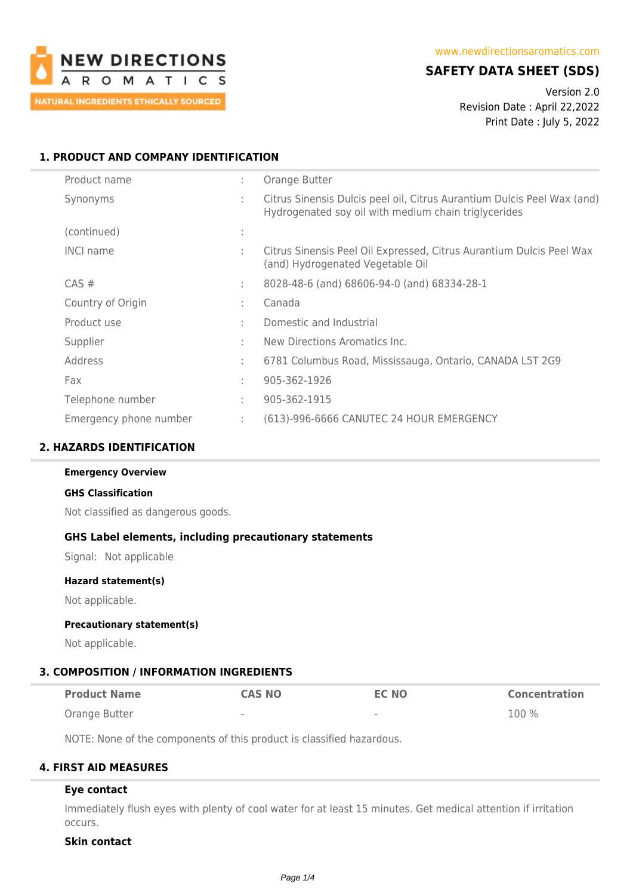NEW DIRECTIONS AROMATICS
NATURAL INGREDIENTS ETHICALLY SOURCED

www.newdirectionsaromatics.com

# SAFETY DATA SHEET (SDS)

Version 2.0
Revision Date : April 22,2022
Print Date : July 5, 2022

## 1. PRODUCT AND COMPANY IDENTIFICATION

| | | |
|---|---|---|
| Product name | : | Orange Butter |
| Synonyms | : | Citrus Sinensis Dulcis peel oil, Citrus Aurantium Dulcis Peel Wax (and) Hydrogenated soy oil with medium chain triglycerides |
| (continued) | : | |
| INCI name | : | Citrus Sinensis Peel Oil Expressed, Citrus Aurantium Dulcis Peel Wax (and) Hydrogenated Vegetable Oil |
| CAS # | : | 8028-48-6 (and) 68606-94-0 (and) 68334-28-1 |
| Country of Origin | : | Canada |
| Product use | : | Domestic and Industrial |
| Supplier | : | New Directions Aromatics Inc. |
| Address | : | 6781 Columbus Road, Mississauga, Ontario, CANADA L5T 2G9 |
| Fax | : | 905-362-1926 |
| Telephone number | : | 905-362-1915 |
| Emergency phone number | : | (613)-996-6666 CANUTEC 24 HOUR EMERGENCY |

## 2. HAZARDS IDENTIFICATION

**Emergency Overview**

**GHS Classification**

Not classified as dangerous goods.

### GHS Label elements, including precautionary statements

Signal: Not applicable

**Hazard statement(s)**

Not applicable.

**Precautionary statement(s)**

Not applicable.

## 3. COMPOSITION / INFORMATION INGREDIENTS

| Product Name | CAS NO | EC NO | Concentration |
|---|---|---|---|
| Orange Butter | - | - | 100 % |

NOTE: None of the components of this product is classified hazardous.

## 4. FIRST AID MEASURES

**Eye contact**

Immediately flush eyes with plenty of cool water for at least 15 minutes. Get medical attention if irritation occurs.

**Skin contact**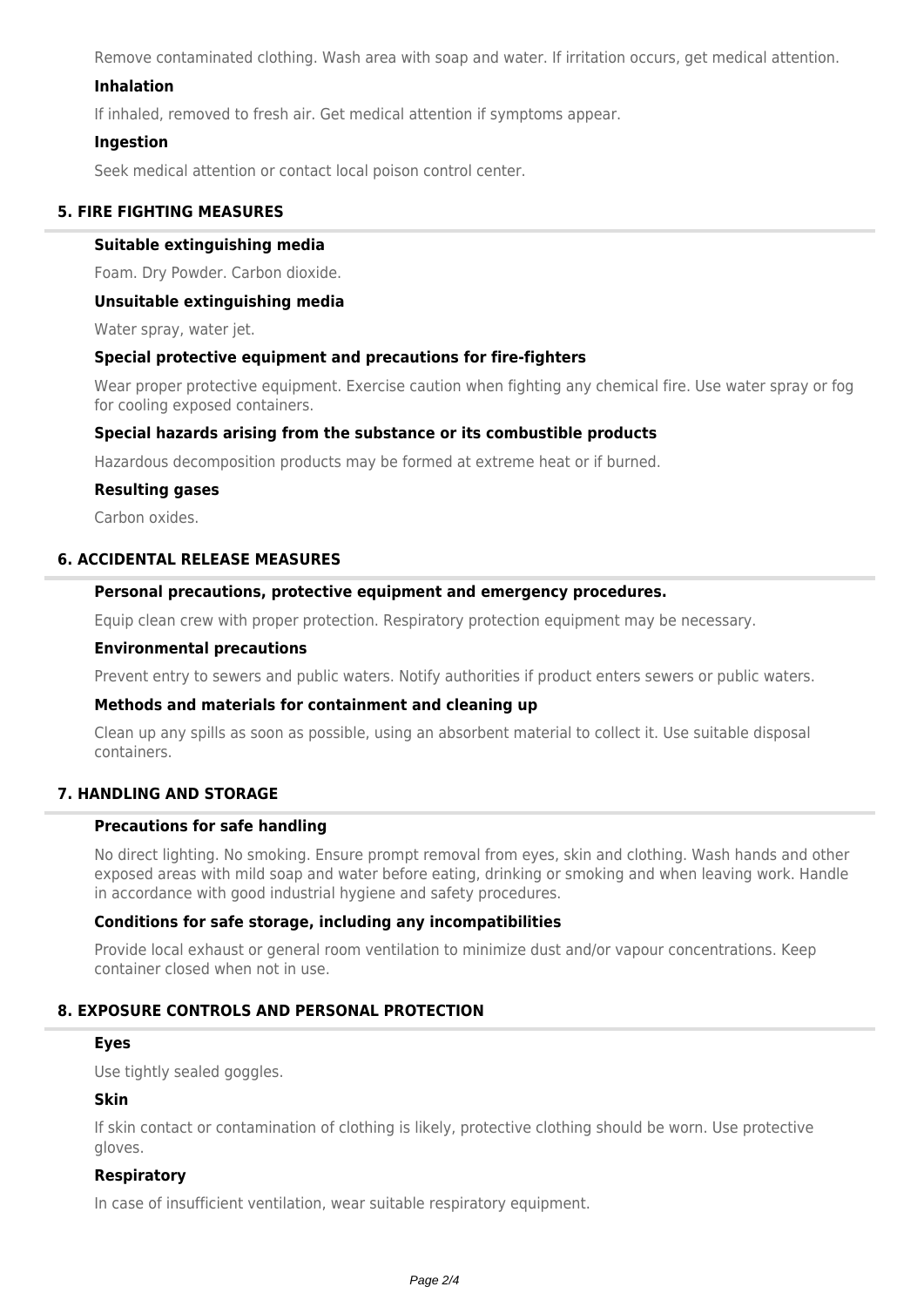Remove contaminated clothing. Wash area with soap and water. If irritation occurs, get medical attention.

### Inhalation

If inhaled, removed to fresh air. Get medical attention if symptoms appear.

### Ingestion

Seek medical attention or contact local poison control center.

## 5. FIRE FIGHTING MEASURES

### Suitable extinguishing media

Foam. Dry Powder. Carbon dioxide.

### Unsuitable extinguishing media

Water spray, water jet.

### Special protective equipment and precautions for fire-fighters

Wear proper protective equipment. Exercise caution when fighting any chemical fire. Use water spray or fog for cooling exposed containers.

### Special hazards arising from the substance or its combustible products

Hazardous decomposition products may be formed at extreme heat or if burned.

### Resulting gases

Carbon oxides.

## 6. ACCIDENTAL RELEASE MEASURES

### Personal precautions, protective equipment and emergency procedures.

Equip clean crew with proper protection. Respiratory protection equipment may be necessary.

### Environmental precautions

Prevent entry to sewers and public waters. Notify authorities if product enters sewers or public waters.

### Methods and materials for containment and cleaning up

Clean up any spills as soon as possible, using an absorbent material to collect it. Use suitable disposal containers.

## 7. HANDLING AND STORAGE

### Precautions for safe handling

No direct lighting. No smoking. Ensure prompt removal from eyes, skin and clothing. Wash hands and other exposed areas with mild soap and water before eating, drinking or smoking and when leaving work. Handle in accordance with good industrial hygiene and safety procedures.

### Conditions for safe storage, including any incompatibilities

Provide local exhaust or general room ventilation to minimize dust and/or vapour concentrations. Keep container closed when not in use.

## 8. EXPOSURE CONTROLS AND PERSONAL PROTECTION

### Eyes

Use tightly sealed goggles.

### Skin

If skin contact or contamination of clothing is likely, protective clothing should be worn. Use protective gloves.

### Respiratory

In case of insufficient ventilation, wear suitable respiratory equipment.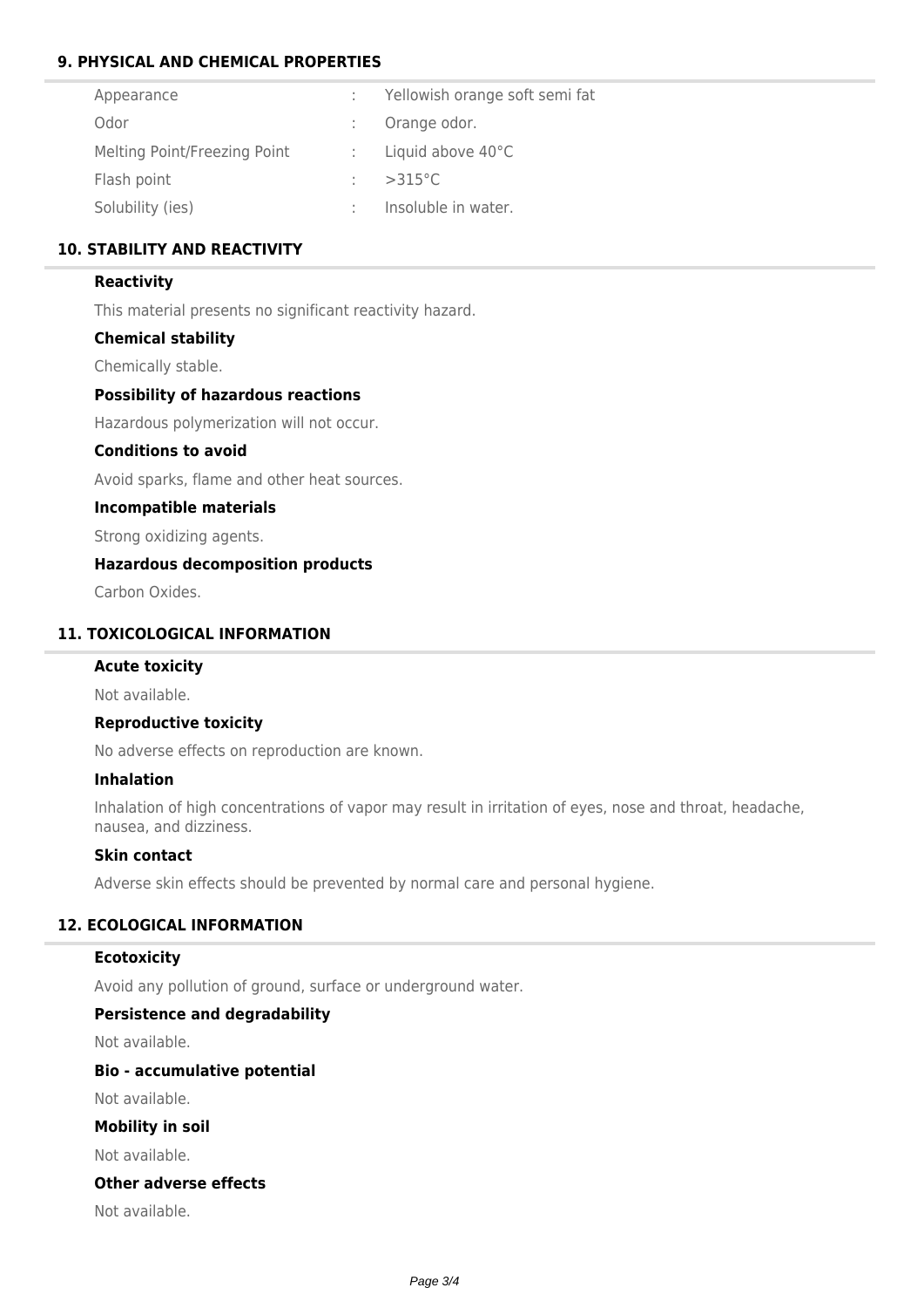## 9. PHYSICAL AND CHEMICAL PROPERTIES

| | | |
|---|---|---|
| Appearance | : | Yellowish orange soft semi fat |
| Odor | : | Orange odor. |
| Melting Point/Freezing Point | : | Liquid above 40°C |
| Flash point | : | >315°C |
| Solubility (ies) | : | Insoluble in water. |

## 10. STABILITY AND REACTIVITY

### Reactivity

This material presents no significant reactivity hazard.

### Chemical stability

Chemically stable.

### Possibility of hazardous reactions

Hazardous polymerization will not occur.

### Conditions to avoid

Avoid sparks, flame and other heat sources.

### Incompatible materials

Strong oxidizing agents.

### Hazardous decomposition products

Carbon Oxides.

## 11. TOXICOLOGICAL INFORMATION

### Acute toxicity

Not available.

### Reproductive toxicity

No adverse effects on reproduction are known.

### Inhalation

Inhalation of high concentrations of vapor may result in irritation of eyes, nose and throat, headache, nausea, and dizziness.

### Skin contact

Adverse skin effects should be prevented by normal care and personal hygiene.

## 12. ECOLOGICAL INFORMATION

### Ecotoxicity

Avoid any pollution of ground, surface or underground water.

### Persistence and degradability

Not available.

### Bio - accumulative potential

Not available.

### Mobility in soil

Not available.

### Other adverse effects

Not available.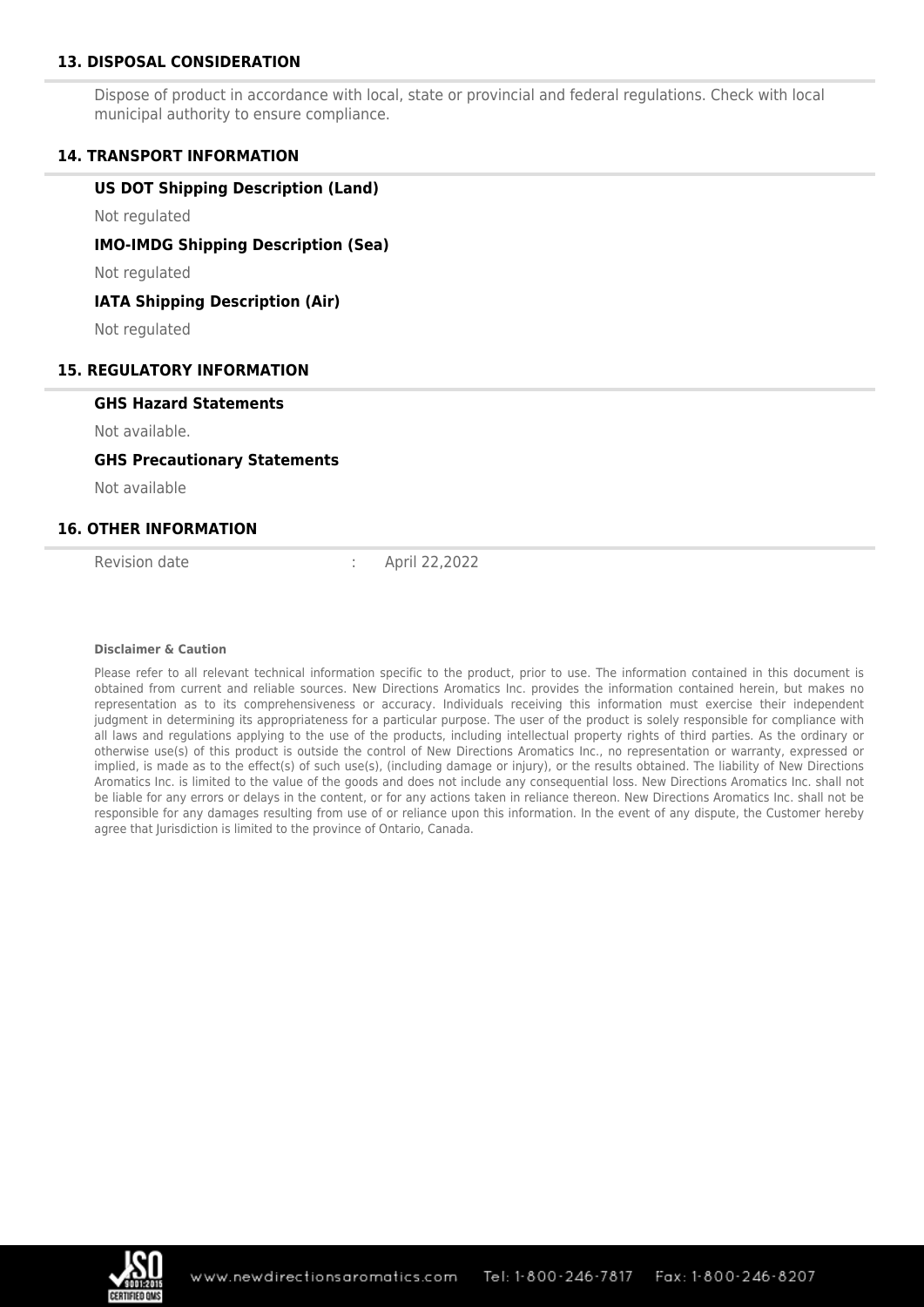## 13. DISPOSAL CONSIDERATION

Dispose of product in accordance with local, state or provincial and federal regulations. Check with local municipal authority to ensure compliance.

## 14. TRANSPORT INFORMATION

### US DOT Shipping Description (Land)

Not regulated

### IMO-IMDG Shipping Description (Sea)

Not regulated

### IATA Shipping Description (Air)

Not regulated

## 15. REGULATORY INFORMATION

### GHS Hazard Statements

Not available.

### GHS Precautionary Statements

Not available

## 16. OTHER INFORMATION

Revision date : April 22,2022

**Disclaimer & Caution**

Please refer to all relevant technical information specific to the product, prior to use. The information contained in this document is obtained from current and reliable sources. New Directions Aromatics Inc. provides the information contained herein, but makes no representation as to its comprehensiveness or accuracy. Individuals receiving this information must exercise their independent judgment in determining its appropriateness for a particular purpose. The user of the product is solely responsible for compliance with all laws and regulations applying to the use of the products, including intellectual property rights of third parties. As the ordinary or otherwise use(s) of this product is outside the control of New Directions Aromatics Inc., no representation or warranty, expressed or implied, is made as to the effect(s) of such use(s), (including damage or injury), or the results obtained. The liability of New Directions Aromatics Inc. is limited to the value of the goods and does not include any consequential loss. New Directions Aromatics Inc. shall not be liable for any errors or delays in the content, or for any actions taken in reliance thereon. New Directions Aromatics Inc. shall not be responsible for any damages resulting from use of or reliance upon this information. In the event of any dispute, the Customer hereby agree that Jurisdiction is limited to the province of Ontario, Canada.